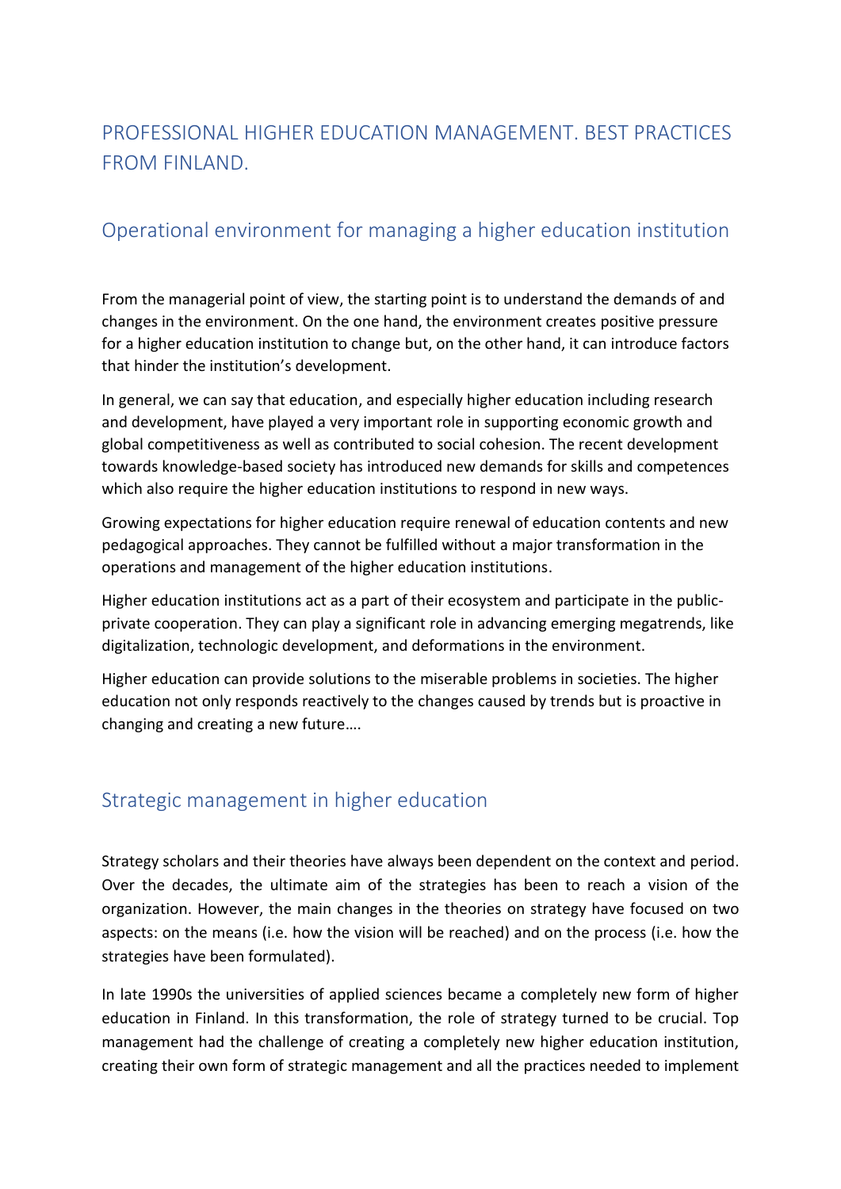# PROFESSIONAL HIGHER EDUCATION MANAGEMENT. BEST PRACTICES FROM FINLAND.

## Operational environment for managing a higher education institution

From the managerial point of view, the starting point is to understand the demands of and changes in the environment. On the one hand, the environment creates positive pressure for a higher education institution to change but, on the other hand, it can introduce factors that hinder the institution's development.

In general, we can say that education, and especially higher education including research and development, have played a very important role in supporting economic growth and global competitiveness as well as contributed to social cohesion. The recent development towards knowledge-based society has introduced new demands for skills and competences which also require the higher education institutions to respond in new ways.

Growing expectations for higher education require renewal of education contents and new pedagogical approaches. They cannot be fulfilled without a major transformation in the operations and management of the higher education institutions.

Higher education institutions act as a part of their ecosystem and participate in the public-private cooperation. They can play a significant role in advancing emerging megatrends, like digitalization, technologic development, and deformations in the environment.

Higher education can provide solutions to the miserable problems in societies. The higher education not only responds reactively to the changes caused by trends but is proactive in changing and creating a new future….

## Strategic management in higher education

Strategy scholars and their theories have always been dependent on the context and period. Over the decades, the ultimate aim of the strategies has been to reach a vision of the organization. However, the main changes in the theories on strategy have focused on two aspects: on the means (i.e. how the vision will be reached) and on the process (i.e. how the strategies have been formulated).

In late 1990s the universities of applied sciences became a completely new form of higher education in Finland. In this transformation, the role of strategy turned to be crucial. Top management had the challenge of creating a completely new higher education institution, creating their own form of strategic management and all the practices needed to implement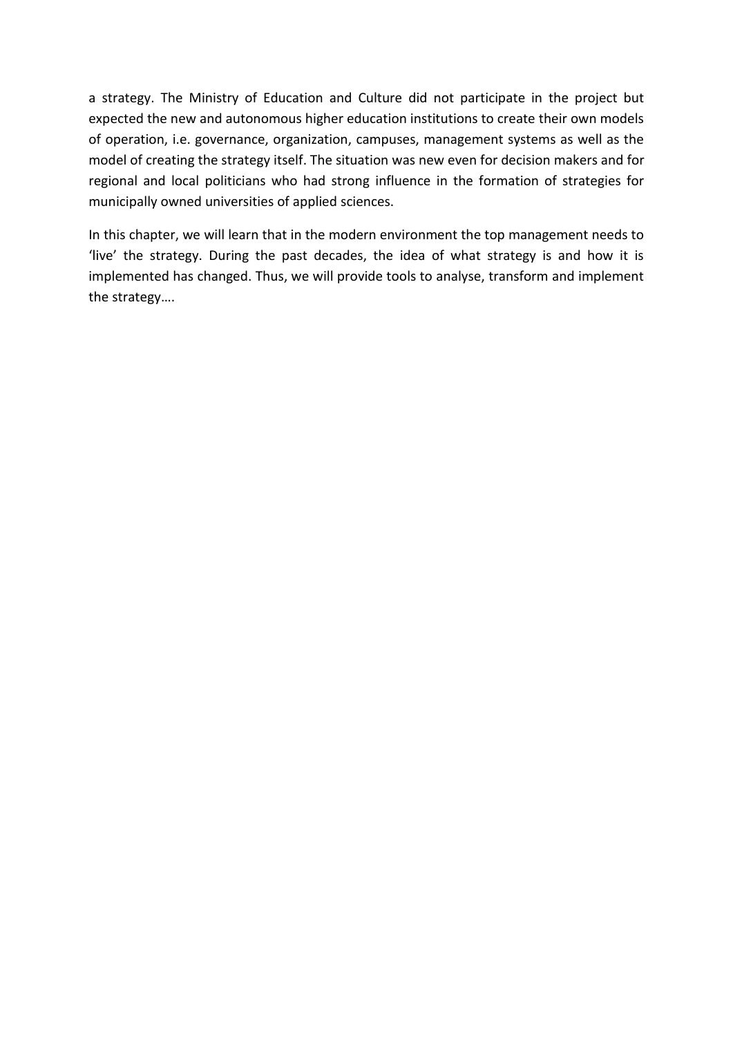a strategy. The Ministry of Education and Culture did not participate in the project but expected the new and autonomous higher education institutions to create their own models of operation, i.e. governance, organization, campuses, management systems as well as the model of creating the strategy itself. The situation was new even for decision makers and for regional and local politicians who had strong influence in the formation of strategies for municipally owned universities of applied sciences.

In this chapter, we will learn that in the modern environment the top management needs to 'live' the strategy. During the past decades, the idea of what strategy is and how it is implemented has changed. Thus, we will provide tools to analyse, transform and implement the strategy….